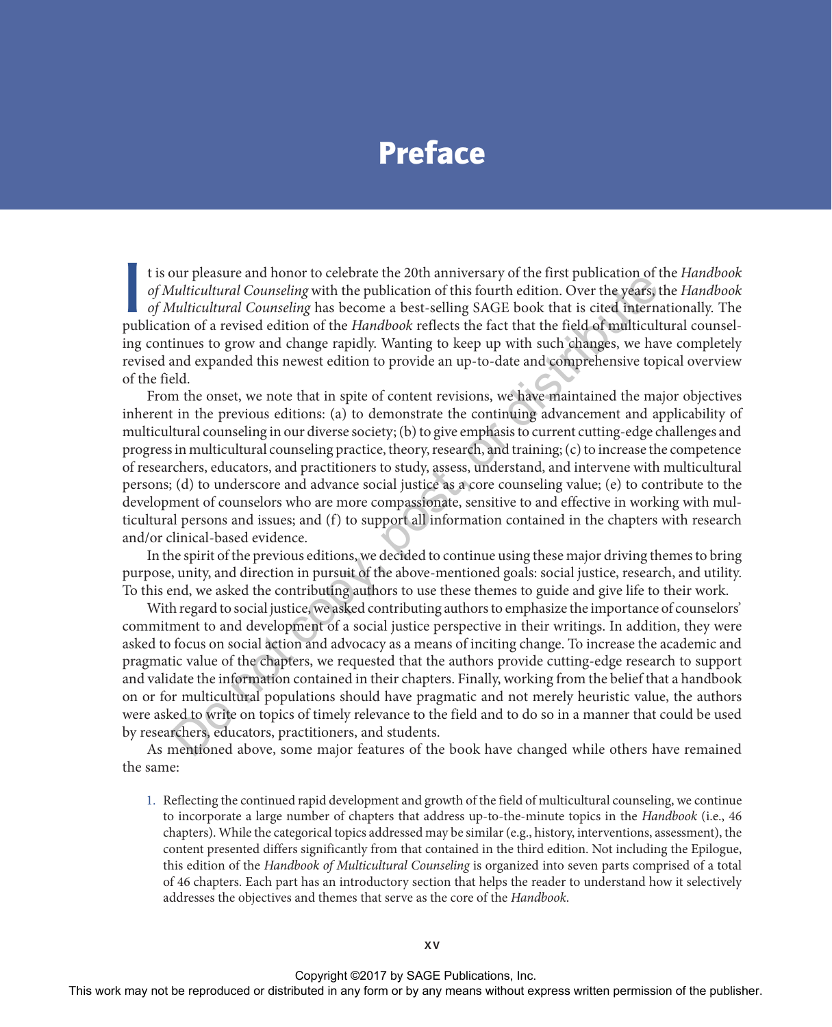# Preface

It is our pleasure and honor to celebrate the 20th anniversary of the first publication of the *Handbook of Multicultural Counseling* with the publication of this fourth edition. Over the years, the *Handbook of Multicultural Counseling* has become a best-selling SAGE book that is cited internationally. The publication of a revised edition of the *Handbook* reflects the fact that the field of multicultural counseling continues to grow and change rapidly. Wanting to keep up with such changes, we have completely revised and expanded this newest edition to provide an up-to-date and comprehensive topical overview of the field.

From the onset, we note that in spite of content revisions, we have maintained the major objectives inherent in the previous editions: (a) to demonstrate the continuing advancement and applicability of multicultural counseling in our diverse society; (b) to give emphasis to current cutting-edge challenges and progress in multicultural counseling practice, theory, research, and training; (c) to increase the competence of researchers, educators, and practitioners to study, assess, understand, and intervene with multicultural persons; (d) to underscore and advance social justice as a core counseling value; (e) to contribute to the development of counselors who are more compassionate, sensitive to and effective in working with multicultural persons and issues; and (f) to support all information contained in the chapters with research and/or clinical-based evidence.

In the spirit of the previous editions, we decided to continue using these major driving themes to bring purpose, unity, and direction in pursuit of the above-mentioned goals: social justice, research, and utility. To this end, we asked the contributing authors to use these themes to guide and give life to their work.

With regard to social justice, we asked contributing authors to emphasize the importance of counselors' commitment to and development of a social justice perspective in their writings. In addition, they were asked to focus on social action and advocacy as a means of inciting change. To increase the academic and pragmatic value of the chapters, we requested that the authors provide cutting-edge research to support and validate the information contained in their chapters. Finally, working from the belief that a handbook on or for multicultural populations should have pragmatic and not merely heuristic value, the authors were asked to write on topics of timely relevance to the field and to do so in a manner that could be used by researchers, educators, practitioners, and students.

As mentioned above, some major features of the book have changed while others have remained the same:

1. Reflecting the continued rapid development and growth of the field of multicultural counseling, we continue to incorporate a large number of chapters that address up-to-the-minute topics in the *Handbook* (i.e., 46 chapters). While the categorical topics addressed may be similar (e.g., history, interventions, assessment), the content presented differs significantly from that contained in the third edition. Not including the Epilogue, this edition of the *Handbook of Multicultural Counseling* is organized into seven parts comprised of a total of 46 chapters. Each part has an introductory section that helps the reader to understand how it selectively addresses the objectives and themes that serve as the core of the *Handbook*.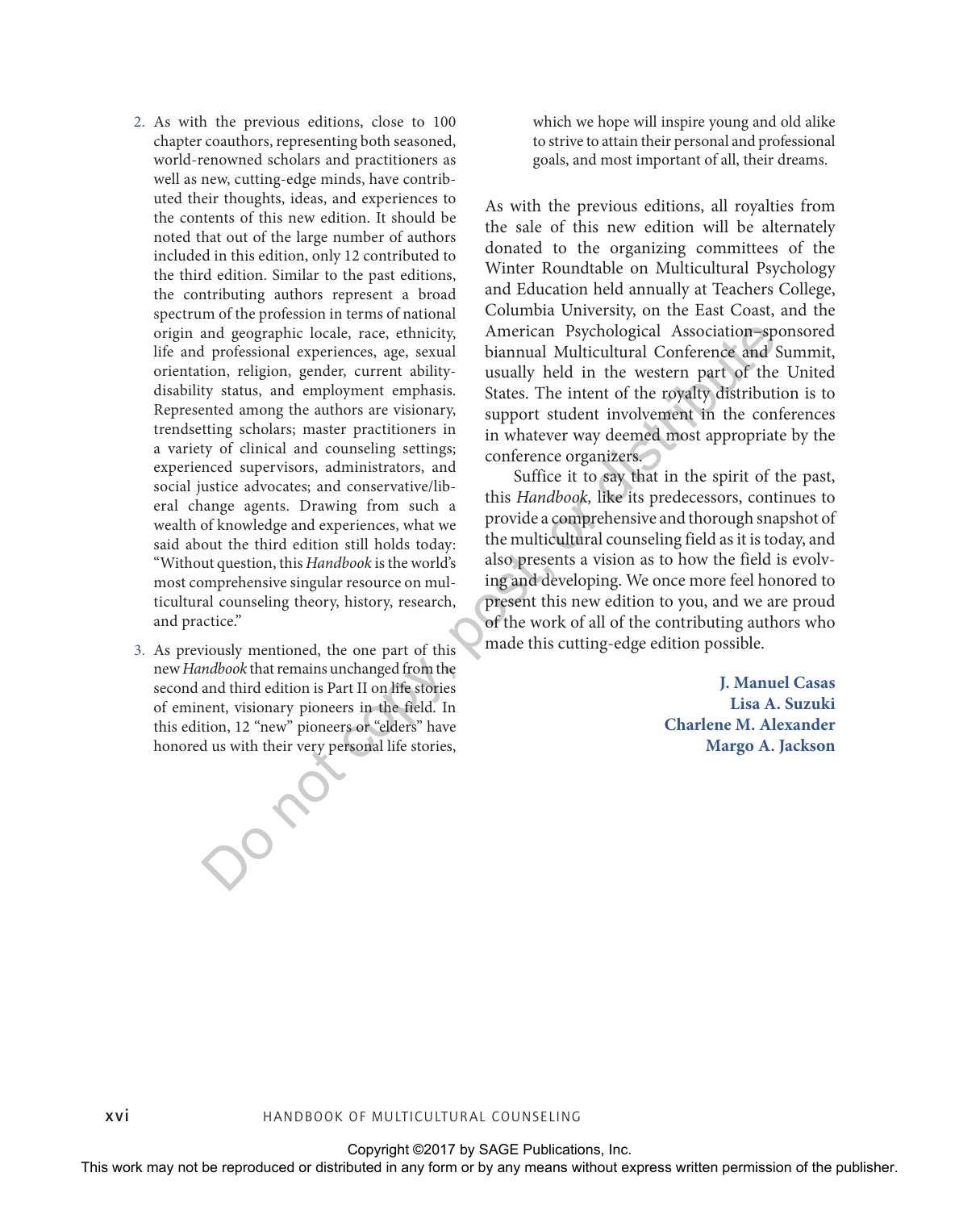2. As with the previous editions, close to 100 chapter coauthors, representing both seasoned, world-renowned scholars and practitioners as well as new, cutting-edge minds, have contributed their thoughts, ideas, and experiences to the contents of this new edition. It should be noted that out of the large number of authors included in this edition, only 12 contributed to the third edition. Similar to the past editions, the contributing authors represent a broad spectrum of the profession in terms of national origin and geographic locale, race, ethnicity, life and professional experiences, age, sexual orientation, religion, gender, current ability-disability status, and employment emphasis. Represented among the authors are visionary, trendsetting scholars; master practitioners in a variety of clinical and counseling settings; experienced supervisors, administrators, and social justice advocates; and conservative/liberal change agents. Drawing from such a wealth of knowledge and experiences, what we said about the third edition still holds today: "Without question, this *Handbook* is the world's most comprehensive singular resource on multicultural counseling theory, history, research, and practice."

3. As previously mentioned, the one part of this new *Handbook* that remains unchanged from the second and third edition is Part II on life stories of eminent, visionary pioneers in the field. In this edition, 12 "new" pioneers or "elders" have honored us with their very personal life stories, which we hope will inspire young and old alike to strive to attain their personal and professional goals, and most important of all, their dreams.

As with the previous editions, all royalties from the sale of this new edition will be alternately donated to the organizing committees of the Winter Roundtable on Multicultural Psychology and Education held annually at Teachers College, Columbia University, on the East Coast, and the American Psychological Association–sponsored biannual Multicultural Conference and Summit, usually held in the western part of the United States. The intent of the royalty distribution is to support student involvement in the conferences in whatever way deemed most appropriate by the conference organizers.

Suffice it to say that in the spirit of the past, this *Handbook,* like its predecessors, continues to provide a comprehensive and thorough snapshot of the multicultural counseling field as it is today, and also presents a vision as to how the field is evolving and developing. We once more feel honored to present this new edition to you, and we are proud of the work of all of the contributing authors who made this cutting-edge edition possible.

**J. Manuel Casas**
**Lisa A. Suzuki**
**Charlene M. Alexander**
**Margo A. Jackson**